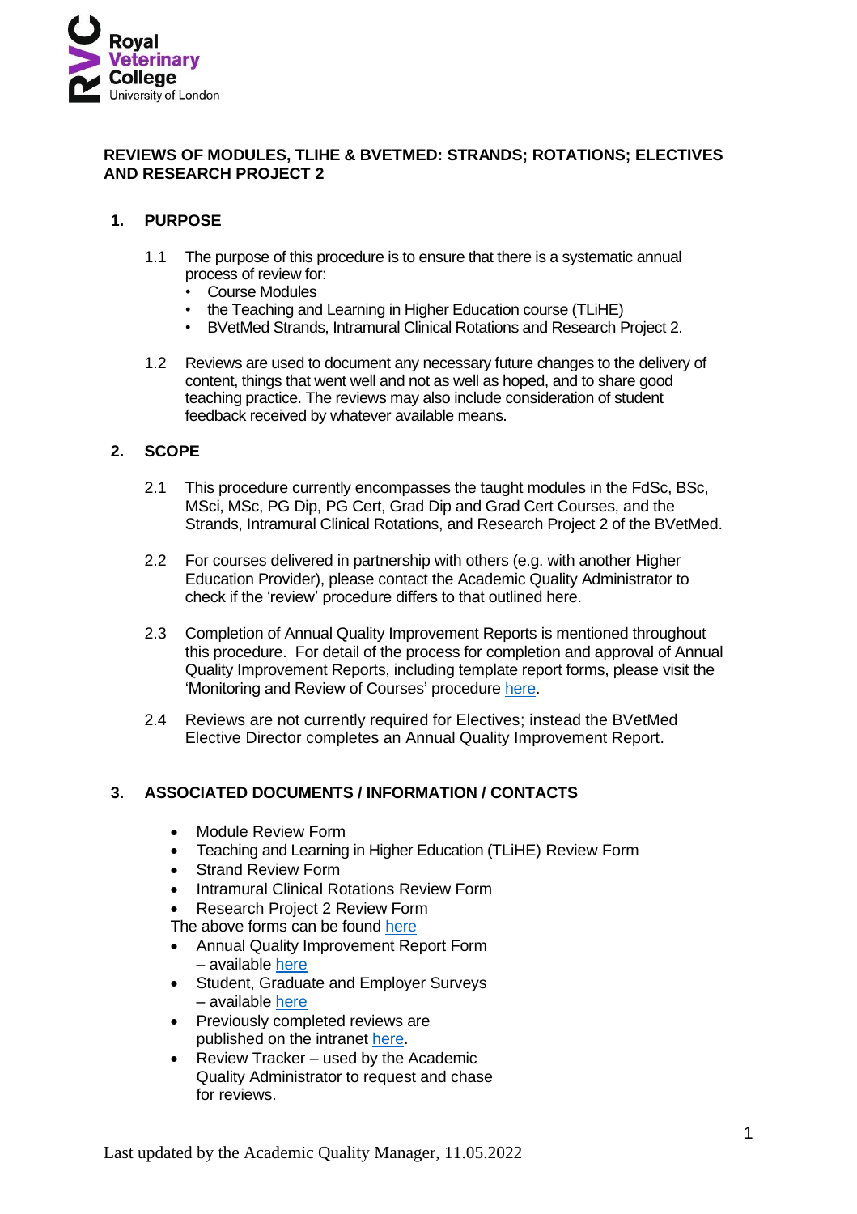# REVIEWS OF MODULES, TLIHE & BVETMED: STRANDS; ROTATIONS; ELECTIVES AND RESEARCH PROJECT 2

## 1. PURPOSE

1.1 The purpose of this procedure is to ensure that there is a systematic annual process of review for:

- Course Modules
- the Teaching and Learning in Higher Education course (TLiHE)
- BVetMed Strands, Intramural Clinical Rotations and Research Project 2.

1.2 Reviews are used to document any necessary future changes to the delivery of content, things that went well and not as well as hoped, and to share good teaching practice. The reviews may also include consideration of student feedback received by whatever available means.

## 2. SCOPE

2.1 This procedure currently encompasses the taught modules in the FdSc, BSc, MSci, MSc, PG Dip, PG Cert, Grad Dip and Grad Cert Courses, and the Strands, Intramural Clinical Rotations, and Research Project 2 of the BVetMed.

2.2 For courses delivered in partnership with others (e.g. with another Higher Education Provider), please contact the Academic Quality Administrator to check if the 'review' procedure differs to that outlined here.

2.3 Completion of Annual Quality Improvement Reports is mentioned throughout this procedure. For detail of the process for completion and approval of Annual Quality Improvement Reports, including template report forms, please visit the 'Monitoring and Review of Courses' procedure here.

2.4 Reviews are not currently required for Electives; instead the BVetMed Elective Director completes an Annual Quality Improvement Report.

## 3. ASSOCIATED DOCUMENTS / INFORMATION / CONTACTS

- Module Review Form
- Teaching and Learning in Higher Education (TLiHE) Review Form
- Strand Review Form
- Intramural Clinical Rotations Review Form
- Research Project 2 Review Form

The above forms can be found here

- Annual Quality Improvement Report Form – available here
- Student, Graduate and Employer Surveys – available here
- Previously completed reviews are published on the intranet here.
- Review Tracker – used by the Academic Quality Administrator to request and chase for reviews.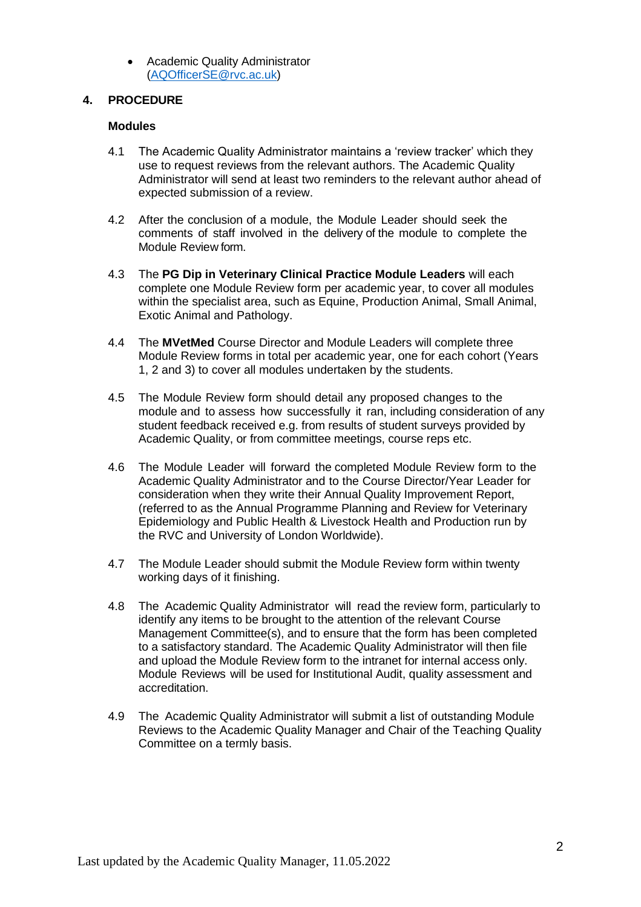- Academic Quality Administrator (AQOfficerSE@rvc.ac.uk)

## 4. PROCEDURE

### Modules

4.1 The Academic Quality Administrator maintains a 'review tracker' which they use to request reviews from the relevant authors. The Academic Quality Administrator will send at least two reminders to the relevant author ahead of expected submission of a review.

4.2 After the conclusion of a module, the Module Leader should seek the comments of staff involved in the delivery of the module to complete the Module Review form.

4.3 The **PG Dip in Veterinary Clinical Practice Module Leaders** will each complete one Module Review form per academic year, to cover all modules within the specialist area, such as Equine, Production Animal, Small Animal, Exotic Animal and Pathology.

4.4 The **MVetMed** Course Director and Module Leaders will complete three Module Review forms in total per academic year, one for each cohort (Years 1, 2 and 3) to cover all modules undertaken by the students.

4.5 The Module Review form should detail any proposed changes to the module and to assess how successfully it ran, including consideration of any student feedback received e.g. from results of student surveys provided by Academic Quality, or from committee meetings, course reps etc.

4.6 The Module Leader will forward the completed Module Review form to the Academic Quality Administrator and to the Course Director/Year Leader for consideration when they write their Annual Quality Improvement Report, (referred to as the Annual Programme Planning and Review for Veterinary Epidemiology and Public Health & Livestock Health and Production run by the RVC and University of London Worldwide).

4.7 The Module Leader should submit the Module Review form within twenty working days of it finishing.

4.8 The Academic Quality Administrator will read the review form, particularly to identify any items to be brought to the attention of the relevant Course Management Committee(s), and to ensure that the form has been completed to a satisfactory standard. The Academic Quality Administrator will then file and upload the Module Review form to the intranet for internal access only. Module Reviews will be used for Institutional Audit, quality assessment and accreditation.

4.9 The Academic Quality Administrator will submit a list of outstanding Module Reviews to the Academic Quality Manager and Chair of the Teaching Quality Committee on a termly basis.

Last updated by the Academic Quality Manager, 11.05.2022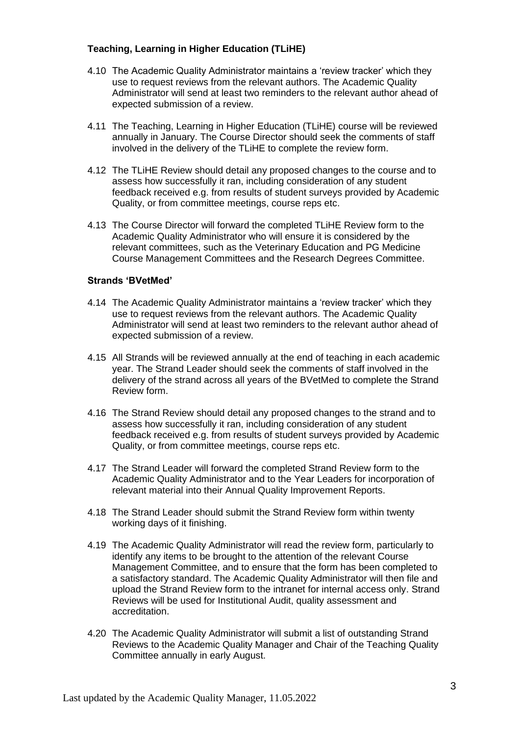### Teaching, Learning in Higher Education (TLiHE)

4.10 The Academic Quality Administrator maintains a 'review tracker' which they use to request reviews from the relevant authors. The Academic Quality Administrator will send at least two reminders to the relevant author ahead of expected submission of a review.

4.11 The Teaching, Learning in Higher Education (TLiHE) course will be reviewed annually in January. The Course Director should seek the comments of staff involved in the delivery of the TLiHE to complete the review form.

4.12 The TLiHE Review should detail any proposed changes to the course and to assess how successfully it ran, including consideration of any student feedback received e.g. from results of student surveys provided by Academic Quality, or from committee meetings, course reps etc.

4.13 The Course Director will forward the completed TLiHE Review form to the Academic Quality Administrator who will ensure it is considered by the relevant committees, such as the Veterinary Education and PG Medicine Course Management Committees and the Research Degrees Committee.

### Strands 'BVetMed'

4.14 The Academic Quality Administrator maintains a 'review tracker' which they use to request reviews from the relevant authors. The Academic Quality Administrator will send at least two reminders to the relevant author ahead of expected submission of a review.

4.15 All Strands will be reviewed annually at the end of teaching in each academic year. The Strand Leader should seek the comments of staff involved in the delivery of the strand across all years of the BVetMed to complete the Strand Review form.

4.16 The Strand Review should detail any proposed changes to the strand and to assess how successfully it ran, including consideration of any student feedback received e.g. from results of student surveys provided by Academic Quality, or from committee meetings, course reps etc.

4.17 The Strand Leader will forward the completed Strand Review form to the Academic Quality Administrator and to the Year Leaders for incorporation of relevant material into their Annual Quality Improvement Reports.

4.18 The Strand Leader should submit the Strand Review form within twenty working days of it finishing.

4.19 The Academic Quality Administrator will read the review form, particularly to identify any items to be brought to the attention of the relevant Course Management Committee, and to ensure that the form has been completed to a satisfactory standard. The Academic Quality Administrator will then file and upload the Strand Review form to the intranet for internal access only. Strand Reviews will be used for Institutional Audit, quality assessment and accreditation.

4.20 The Academic Quality Administrator will submit a list of outstanding Strand Reviews to the Academic Quality Manager and Chair of the Teaching Quality Committee annually in early August.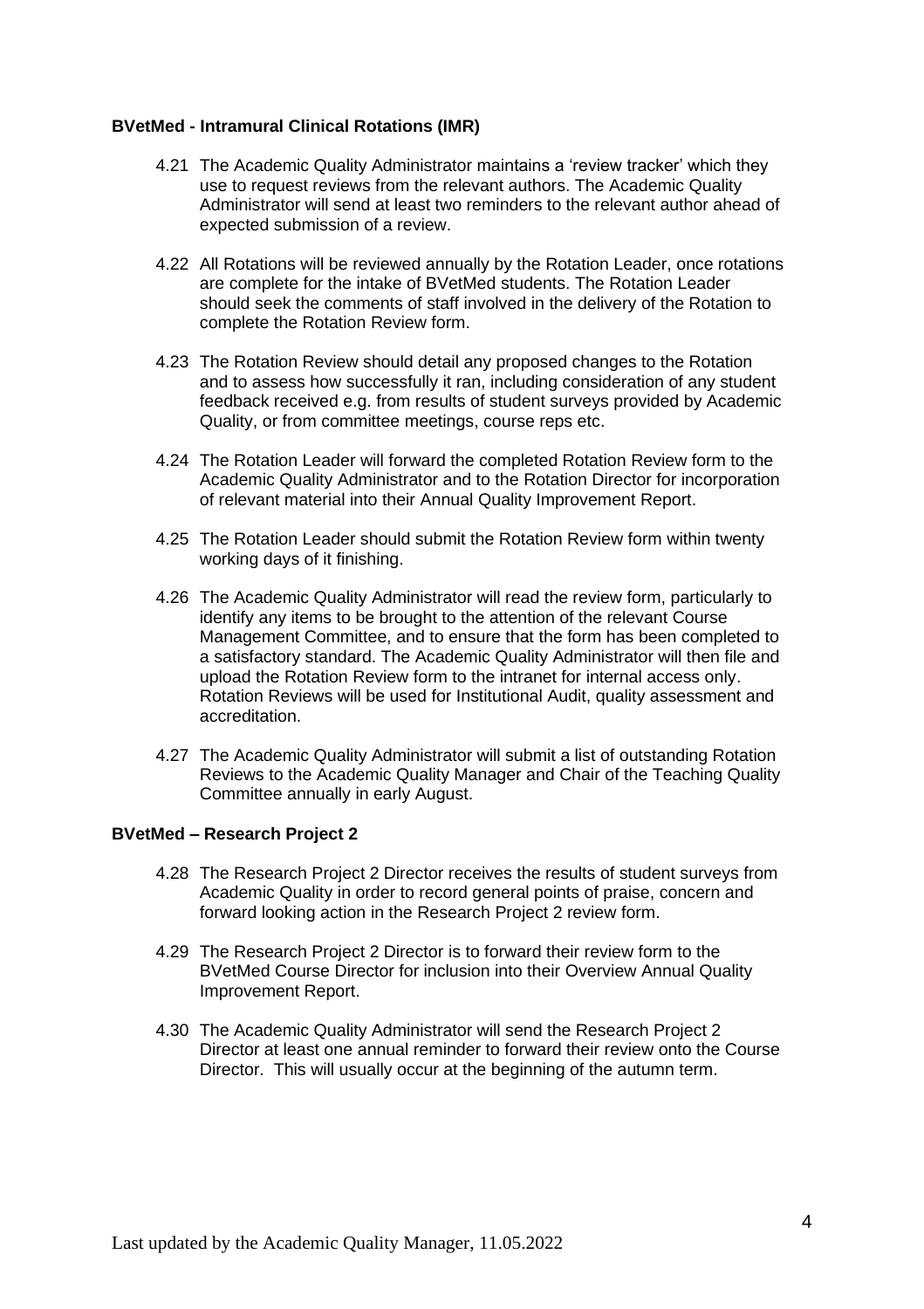**BVetMed - Intramural Clinical Rotations (IMR)**

4.21 The Academic Quality Administrator maintains a 'review tracker' which they use to request reviews from the relevant authors. The Academic Quality Administrator will send at least two reminders to the relevant author ahead of expected submission of a review.

4.22 All Rotations will be reviewed annually by the Rotation Leader, once rotations are complete for the intake of BVetMed students. The Rotation Leader should seek the comments of staff involved in the delivery of the Rotation to complete the Rotation Review form.

4.23 The Rotation Review should detail any proposed changes to the Rotation and to assess how successfully it ran, including consideration of any student feedback received e.g. from results of student surveys provided by Academic Quality, or from committee meetings, course reps etc.

4.24 The Rotation Leader will forward the completed Rotation Review form to the Academic Quality Administrator and to the Rotation Director for incorporation of relevant material into their Annual Quality Improvement Report.

4.25 The Rotation Leader should submit the Rotation Review form within twenty working days of it finishing.

4.26 The Academic Quality Administrator will read the review form, particularly to identify any items to be brought to the attention of the relevant Course Management Committee, and to ensure that the form has been completed to a satisfactory standard. The Academic Quality Administrator will then file and upload the Rotation Review form to the intranet for internal access only. Rotation Reviews will be used for Institutional Audit, quality assessment and accreditation.

4.27 The Academic Quality Administrator will submit a list of outstanding Rotation Reviews to the Academic Quality Manager and Chair of the Teaching Quality Committee annually in early August.

**BVetMed – Research Project 2**

4.28 The Research Project 2 Director receives the results of student surveys from Academic Quality in order to record general points of praise, concern and forward looking action in the Research Project 2 review form.

4.29 The Research Project 2 Director is to forward their review form to the BVetMed Course Director for inclusion into their Overview Annual Quality Improvement Report.

4.30 The Academic Quality Administrator will send the Research Project 2 Director at least one annual reminder to forward their review onto the Course Director. This will usually occur at the beginning of the autumn term.

Last updated by the Academic Quality Manager, 11.05.2022